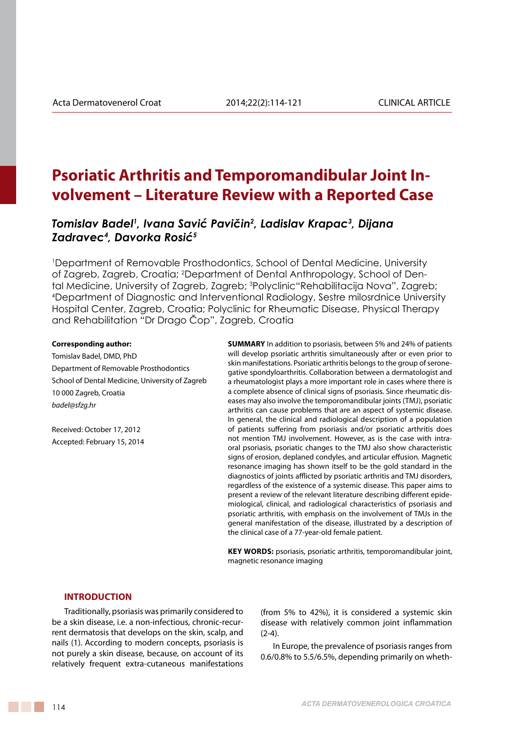# Psoriatic Arthritis and Temporomandibular Joint Involvement – Literature Review with a Reported Case

***Tomislav Badel[1], Ivana Savić Pavičin[2], Ladislav Krapac[3], Dijana Zadravec[4], Davorka Rosić[5]***

[1]Department of Removable Prosthodontics, School of Dental Medicine, University of Zagreb, Zagreb, Croatia; [2]Department of Dental Anthropology, School of Dental Medicine, University of Zagreb, Zagreb; [3]Polyclinic"Rehabilitacija Nova", Zagreb; [4]Department of Diagnostic and Interventional Radiology, Sestre milosrdnice University Hospital Center, Zagreb, Croatia; Polyclinic for Rheumatic Disease, Physical Therapy and Rehabilitation "Dr Drago Čop", Zagreb, Croatia

**Corresponding author:**

Tomislav Badel, DMD, PhD
Department of Removable Prosthodontics
School of Dental Medicine, University of Zagreb
10 000 Zagreb, Croatia
*badel@sfzg.hr*

Received: October 17, 2012
Accepted: February 15, 2014

**SUMMARY** In addition to psoriasis, between 5% and 24% of patients will develop psoriatic arthritis simultaneously after or even prior to skin manifestations. Psoriatic arthritis belongs to the group of seronegative spondyloarthritis. Collaboration between a dermatologist and a rheumatologist plays a more important role in cases where there is a complete absence of clinical signs of psoriasis. Since rheumatic diseases may also involve the temporomandibular joints (TMJ), psoriatic arthritis can cause problems that are an aspect of systemic disease. In general, the clinical and radiological description of a population of patients suffering from psoriasis and/or psoriatic arthritis does not mention TMJ involvement. However, as is the case with intraoral psoriasis, psoriatic changes to the TMJ also show characteristic signs of erosion, deplaned condyles, and articular effusion. Magnetic resonance imaging has shown itself to be the gold standard in the diagnostics of joints afflicted by psoriatic arthritis and TMJ disorders, regardless of the existence of a systemic disease. This paper aims to present a review of the relevant literature describing different epidemiological, clinical, and radiological characteristics of psoriasis and psoriatic arthritis, with emphasis on the involvement of TMJs in the general manifestation of the disease, illustrated by a description of the clinical case of a 77-year-old female patient.

**KEY WORDS:** psoriasis, psoriatic arthritis, temporomandibular joint, magnetic resonance imaging

## INTRODUCTION

Traditionally, psoriasis was primarily considered to be a skin disease, i.e. a non-infectious, chronic-recurrent dermatosis that develops on the skin, scalp, and nails (1). According to modern concepts, psoriasis is not purely a skin disease, because, on account of its relatively frequent extra-cutaneous manifestations (from 5% to 42%), it is considered a systemic skin disease with relatively common joint inflammation (2-4).

In Europe, the prevalence of psoriasis ranges from 0.6/0.8% to 5.5/6.5%, depending primarily on wheth-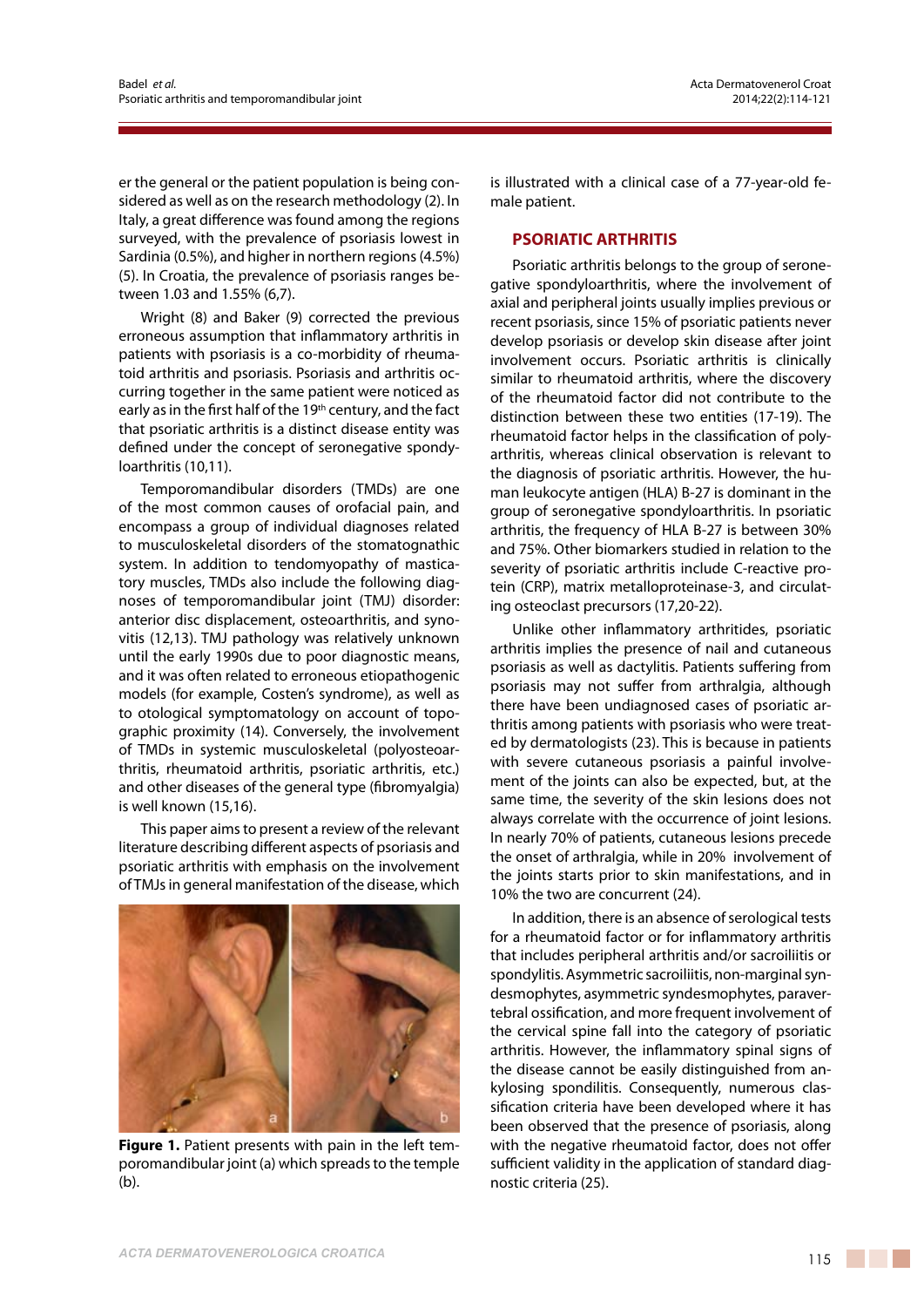er the general or the patient population is being considered as well as on the research methodology (2). In Italy, a great difference was found among the regions surveyed, with the prevalence of psoriasis lowest in Sardinia (0.5%), and higher in northern regions (4.5%) (5). In Croatia, the prevalence of psoriasis ranges between 1.03 and 1.55% (6,7).

Wright (8) and Baker (9) corrected the previous erroneous assumption that inflammatory arthritis in patients with psoriasis is a co-morbidity of rheumatoid arthritis and psoriasis. Psoriasis and arthritis occurring together in the same patient were noticed as early as in the first half of the 19th century, and the fact that psoriatic arthritis is a distinct disease entity was defined under the concept of seronegative spondyloarthritis (10,11).

Temporomandibular disorders (TMDs) are one of the most common causes of orofacial pain, and encompass a group of individual diagnoses related to musculoskeletal disorders of the stomatognathic system. In addition to tendomyopathy of masticatory muscles, TMDs also include the following diagnoses of temporomandibular joint (TMJ) disorder: anterior disc displacement, osteoarthritis, and synovitis (12,13). TMJ pathology was relatively unknown until the early 1990s due to poor diagnostic means, and it was often related to erroneous etiopathogenic models (for example, Costen's syndrome), as well as to otological symptomatology on account of topographic proximity (14). Conversely, the involvement of TMDs in systemic musculoskeletal (polyosteoarthritis, rheumatoid arthritis, psoriatic arthritis, etc.) and other diseases of the general type (fibromyalgia) is well known (15,16).

This paper aims to present a review of the relevant literature describing different aspects of psoriasis and psoriatic arthritis with emphasis on the involvement of TMJs in general manifestation of the disease, which is illustrated with a clinical case of a 77-year-old female patient.

**Figure 1.** Patient presents with pain in the left temporomandibular joint (a) which spreads to the temple (b).

## PSORIATIC ARTHRITIS

Psoriatic arthritis belongs to the group of seronegative spondyloarthritis, where the involvement of axial and peripheral joints usually implies previous or recent psoriasis, since 15% of psoriatic patients never develop psoriasis or develop skin disease after joint involvement occurs. Psoriatic arthritis is clinically similar to rheumatoid arthritis, where the discovery of the rheumatoid factor did not contribute to the distinction between these two entities (17-19). The rheumatoid factor helps in the classification of polyarthritis, whereas clinical observation is relevant to the diagnosis of psoriatic arthritis. However, the human leukocyte antigen (HLA) B-27 is dominant in the group of seronegative spondyloarthritis. In psoriatic arthritis, the frequency of HLA B-27 is between 30% and 75%. Other biomarkers studied in relation to the severity of psoriatic arthritis include C-reactive protein (CRP), matrix metalloproteinase-3, and circulating osteoclast precursors (17,20-22).

Unlike other inflammatory arthritides, psoriatic arthritis implies the presence of nail and cutaneous psoriasis as well as dactylitis. Patients suffering from psoriasis may not suffer from arthralgia, although there have been undiagnosed cases of psoriatic arthritis among patients with psoriasis who were treated by dermatologists (23). This is because in patients with severe cutaneous psoriasis a painful involvement of the joints can also be expected, but, at the same time, the severity of the skin lesions does not always correlate with the occurrence of joint lesions. In nearly 70% of patients, cutaneous lesions precede the onset of arthralgia, while in 20% involvement of the joints starts prior to skin manifestations, and in 10% the two are concurrent (24).

In addition, there is an absence of serological tests for a rheumatoid factor or for inflammatory arthritis that includes peripheral arthritis and/or sacroiliitis or spondylitis. Asymmetric sacroiliitis, non-marginal syndesmophytes, asymmetric syndesmophytes, paravertebral ossification, and more frequent involvement of the cervical spine fall into the category of psoriatic arthritis. However, the inflammatory spinal signs of the disease cannot be easily distinguished from ankylosing spondilitis. Consequently, numerous classification criteria have been developed where it has been observed that the presence of psoriasis, along with the negative rheumatoid factor, does not offer sufficient validity in the application of standard diagnostic criteria (25).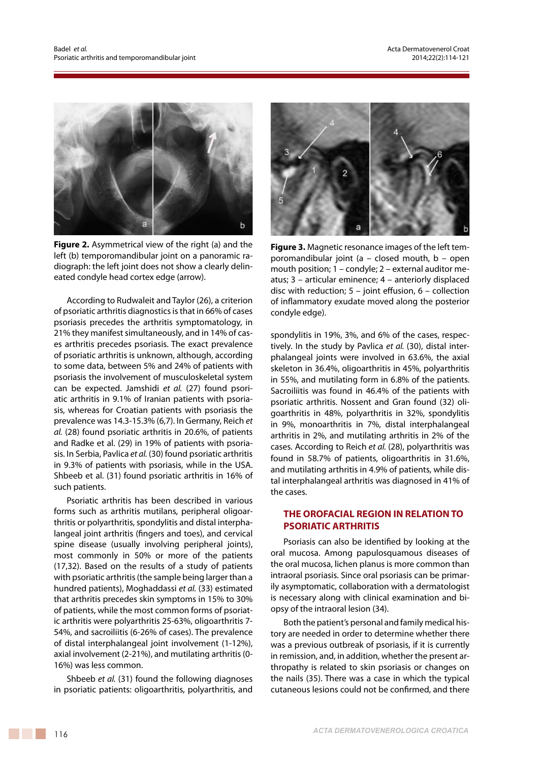**Figure 2.** Asymmetrical view of the right (a) and the left (b) temporomandibular joint on a panoramic radiograph: the left joint does not show a clearly delineated condyle head cortex edge (arrow).

According to Rudwaleit and Taylor (26), a criterion of psoriatic arthritis diagnostics is that in 66% of cases psoriasis precedes the arthritis symptomatology, in 21% they manifest simultaneously, and in 14% of cases arthritis precedes psoriasis. The exact prevalence of psoriatic arthritis is unknown, although, according to some data, between 5% and 24% of patients with psoriasis the involvement of musculoskeletal system can be expected. Jamshidi *et al.* (27) found psoriatic arthritis in 9.1% of Iranian patients with psoriasis, whereas for Croatian patients with psoriasis the prevalence was 14.3-15.3% (6,7). In Germany, Reich *et al.* (28) found psoriatic arthritis in 20.6%, of patients and Radke et al. (29) in 19% of patients with psoriasis. In Serbia, Pavlica *et al.* (30) found psoriatic arthritis in 9.3% of patients with psoriasis, while in the USA. Shbeeb et al. (31) found psoriatic arthritis in 16% of such patients.

Psoriatic arthritis has been described in various forms such as arthritis mutilans, peripheral oligoarthritis or polyarthritis, spondylitis and distal interphalangeal joint arthritis (fingers and toes), and cervical spine disease (usually involving peripheral joints), most commonly in 50% or more of the patients (17,32). Based on the results of a study of patients with psoriatic arthritis (the sample being larger than a hundred patients), Moghaddassi *et al.* (33) estimated that arthritis precedes skin symptoms in 15% to 30% of patients, while the most common forms of psoriatic arthritis were polyarthritis 25-63%, oligoarthritis 7-54%, and sacroiliitis (6-26% of cases). The prevalence of distal interphalangeal joint involvement (1-12%), axial involvement (2-21%), and mutilating arthritis (0-16%) was less common.

Shbeeb *et al.* (31) found the following diagnoses in psoriatic patients: oligoarthritis, polyarthritis, and spondylitis in 19%, 3%, and 6% of the cases, respectively. In the study by Pavlica *et al.* (30), distal interphalangeal joints were involved in 63.6%, the axial skeleton in 36.4%, oligoarthritis in 45%, polyarthritis in 55%, and mutilating form in 6.8% of the patients. Sacroiliitis was found in 46.4% of the patients with psoriatic arthritis. Nossent and Gran found (32) oligoarthritis in 48%, polyarthritis in 32%, spondylitis in 9%, monoarthritis in 7%, distal interphalangeal arthritis in 2%, and mutilating arthritis in 2% of the cases. According to Reich *et al.* (28), polyarthritis was found in 58.7% of patients, oligoarthritis in 31.6%, and mutilating arthritis in 4.9% of patients, while distal interphalangeal arthritis was diagnosed in 41% of the cases.

**Figure 3.** Magnetic resonance images of the left temporomandibular joint (a – closed mouth, b – open mouth position; 1 – condyle; 2 – external auditor meatus; 3 – articular eminence; 4 – anteriorly displaced disc with reduction; 5 – joint effusion, 6 – collection of inflammatory exudate moved along the posterior condyle edge).

## THE OROFACIAL REGION IN RELATION TO PSORIATIC ARTHRITIS

Psoriasis can also be identified by looking at the oral mucosa. Among papulosquamous diseases of the oral mucosa, lichen planus is more common than intraoral psoriasis. Since oral psoriasis can be primarily asymptomatic, collaboration with a dermatologist is necessary along with clinical examination and biopsy of the intraoral lesion (34).

Both the patient's personal and family medical history are needed in order to determine whether there was a previous outbreak of psoriasis, if it is currently in remission, and, in addition, whether the present arthropathy is related to skin psoriasis or changes on the nails (35). There was a case in which the typical cutaneous lesions could not be confirmed, and there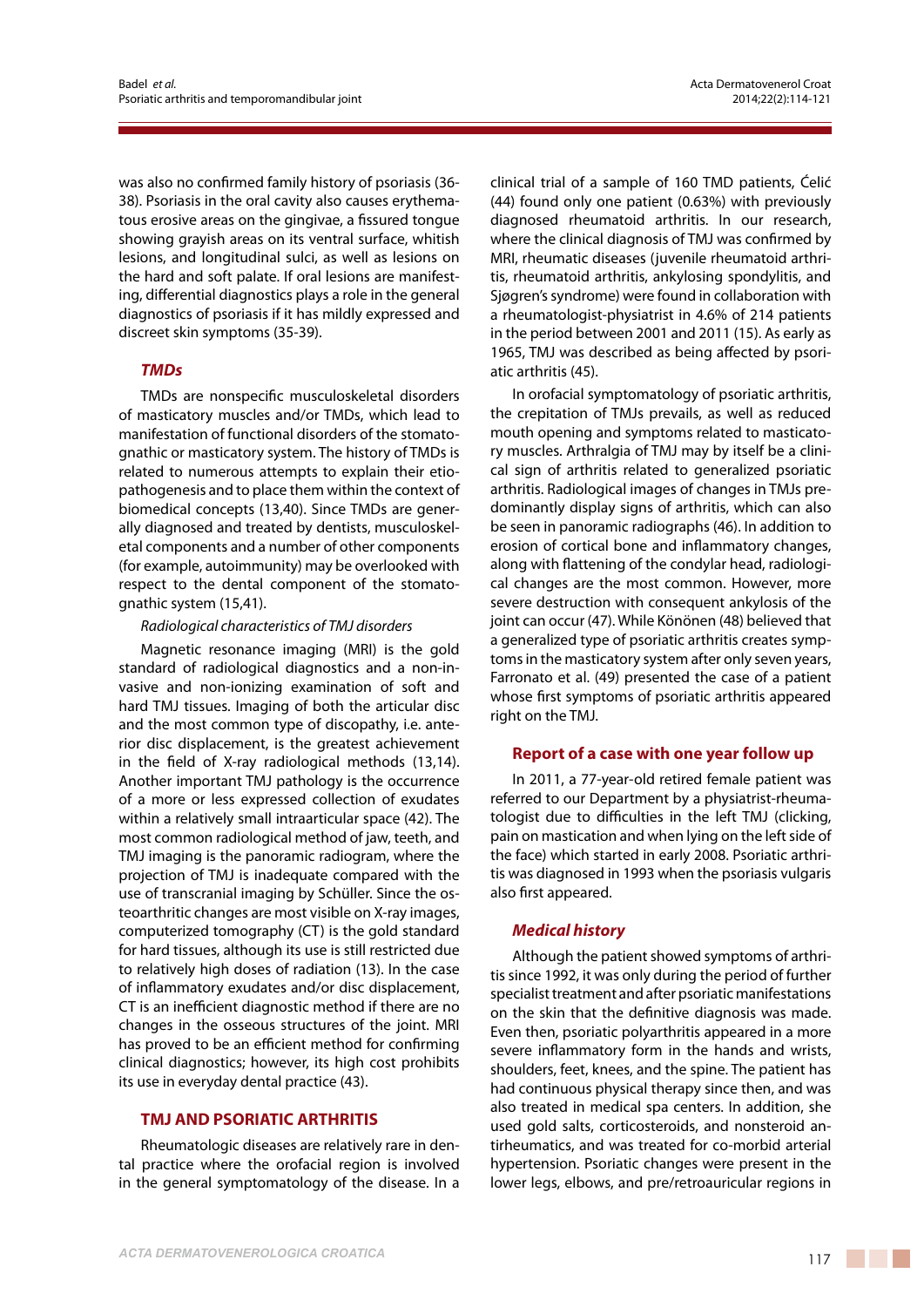was also no confirmed family history of psoriasis (36-38). Psoriasis in the oral cavity also causes erythematous erosive areas on the gingivae, a fissured tongue showing grayish areas on its ventral surface, whitish lesions, and longitudinal sulci, as well as lesions on the hard and soft palate. If oral lesions are manifesting, differential diagnostics plays a role in the general diagnostics of psoriasis if it has mildly expressed and discreet skin symptoms (35-39).

### *TMDs*

TMDs are nonspecific musculoskeletal disorders of masticatory muscles and/or TMDs, which lead to manifestation of functional disorders of the stomatognathic or masticatory system. The history of TMDs is related to numerous attempts to explain their etiopathogenesis and to place them within the context of biomedical concepts (13,40). Since TMDs are generally diagnosed and treated by dentists, musculoskeletal components and a number of other components (for example, autoimmunity) may be overlooked with respect to the dental component of the stomatognathic system (15,41).

*Radiological characteristics of TMJ disorders*

Magnetic resonance imaging (MRI) is the gold standard of radiological diagnostics and a non-invasive and non-ionizing examination of soft and hard TMJ tissues. Imaging of both the articular disc and the most common type of discopathy, i.e. anterior disc displacement, is the greatest achievement in the field of X-ray radiological methods (13,14). Another important TMJ pathology is the occurrence of a more or less expressed collection of exudates within a relatively small intraarticular space (42). The most common radiological method of jaw, teeth, and TMJ imaging is the panoramic radiogram, where the projection of TMJ is inadequate compared with the use of transcranial imaging by Schüller. Since the osteoarthritic changes are most visible on X-ray images, computerized tomography (CT) is the gold standard for hard tissues, although its use is still restricted due to relatively high doses of radiation (13). In the case of inflammatory exudates and/or disc displacement, CT is an inefficient diagnostic method if there are no changes in the osseous structures of the joint. MRI has proved to be an efficient method for confirming clinical diagnostics; however, its high cost prohibits its use in everyday dental practice (43).

## TMJ AND PSORIATIC ARTHRITIS

Rheumatologic diseases are relatively rare in dental practice where the orofacial region is involved in the general symptomatology of the disease. In a clinical trial of a sample of 160 TMD patients, Ćelić (44) found only one patient (0.63%) with previously diagnosed rheumatoid arthritis. In our research, where the clinical diagnosis of TMJ was confirmed by MRI, rheumatic diseases (juvenile rheumatoid arthritis, rheumatoid arthritis, ankylosing spondylitis, and Sjøgren's syndrome) were found in collaboration with a rheumatologist-physiatrist in 4.6% of 214 patients in the period between 2001 and 2011 (15). As early as 1965, TMJ was described as being affected by psoriatic arthritis (45).

In orofacial symptomatology of psoriatic arthritis, the crepitation of TMJs prevails, as well as reduced mouth opening and symptoms related to masticatory muscles. Arthralgia of TMJ may by itself be a clinical sign of arthritis related to generalized psoriatic arthritis. Radiological images of changes in TMJs predominantly display signs of arthritis, which can also be seen in panoramic radiographs (46). In addition to erosion of cortical bone and inflammatory changes, along with flattening of the condylar head, radiological changes are the most common. However, more severe destruction with consequent ankylosis of the joint can occur (47). While Könönen (48) believed that a generalized type of psoriatic arthritis creates symptoms in the masticatory system after only seven years, Farronato et al. (49) presented the case of a patient whose first symptoms of psoriatic arthritis appeared right on the TMJ.

### Report of a case with one year follow up

In 2011, a 77-year-old retired female patient was referred to our Department by a physiatrist-rheumatologist due to difficulties in the left TMJ (clicking, pain on mastication and when lying on the left side of the face) which started in early 2008. Psoriatic arthritis was diagnosed in 1993 when the psoriasis vulgaris also first appeared.

### *Medical history*

Although the patient showed symptoms of arthritis since 1992, it was only during the period of further specialist treatment and after psoriatic manifestations on the skin that the definitive diagnosis was made. Even then, psoriatic polyarthritis appeared in a more severe inflammatory form in the hands and wrists, shoulders, feet, knees, and the spine. The patient has had continuous physical therapy since then, and was also treated in medical spa centers. In addition, she used gold salts, corticosteroids, and nonsteroid antirheumatics, and was treated for co-morbid arterial hypertension. Psoriatic changes were present in the lower legs, elbows, and pre/retroauricular regions in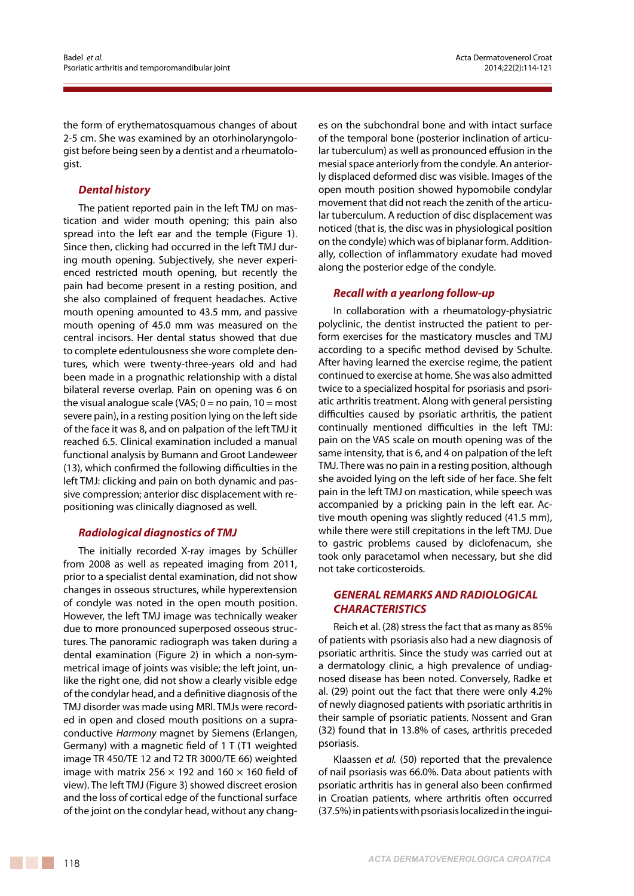the form of erythematosquamous changes of about 2-5 cm. She was examined by an otorhinolaryngologist before being seen by a dentist and a rheumatologist.

### Dental history

The patient reported pain in the left TMJ on mastication and wider mouth opening; this pain also spread into the left ear and the temple (Figure 1). Since then, clicking had occurred in the left TMJ during mouth opening. Subjectively, she never experienced restricted mouth opening, but recently the pain had become present in a resting position, and she also complained of frequent headaches. Active mouth opening amounted to 43.5 mm, and passive mouth opening of 45.0 mm was measured on the central incisors. Her dental status showed that due to complete edentulousness she wore complete dentures, which were twenty-three-years old and had been made in a prognathic relationship with a distal bilateral reverse overlap. Pain on opening was 6 on the visual analogue scale (VAS; 0 = no pain, 10 = most severe pain), in a resting position lying on the left side of the face it was 8, and on palpation of the left TMJ it reached 6.5. Clinical examination included a manual functional analysis by Bumann and Groot Landeweer (13), which confirmed the following difficulties in the left TMJ: clicking and pain on both dynamic and passive compression; anterior disc displacement with repositioning was clinically diagnosed as well.

### Radiological diagnostics of TMJ

The initially recorded X-ray images by Schüller from 2008 as well as repeated imaging from 2011, prior to a specialist dental examination, did not show changes in osseous structures, while hyperextension of condyle was noted in the open mouth position. However, the left TMJ image was technically weaker due to more pronounced superposed osseous structures. The panoramic radiograph was taken during a dental examination (Figure 2) in which a non-symmetrical image of joints was visible; the left joint, unlike the right one, did not show a clearly visible edge of the condylar head, and a definitive diagnosis of the TMJ disorder was made using MRI. TMJs were recorded in open and closed mouth positions on a supraconductive *Harmony* magnet by Siemens (Erlangen, Germany) with a magnetic field of 1 T (T1 weighted image TR 450/TE 12 and T2 TR 3000/TE 66) weighted image with matrix 256 × 192 and 160 × 160 field of view). The left TMJ (Figure 3) showed discreet erosion and the loss of cortical edge of the functional surface of the joint on the condylar head, without any changes on the subchondral bone and with intact surface of the temporal bone (posterior inclination of articular tuberculum) as well as pronounced effusion in the mesial space anteriorly from the condyle. An anteriorly displaced deformed disc was visible. Images of the open mouth position showed hypomobile condylar movement that did not reach the zenith of the articular tuberculum. A reduction of disc displacement was noticed (that is, the disc was in physiological position on the condyle) which was of biplanar form. Additionally, collection of inflammatory exudate had moved along the posterior edge of the condyle.

### Recall with a yearlong follow-up

In collaboration with a rheumatology-physiatric polyclinic, the dentist instructed the patient to perform exercises for the masticatory muscles and TMJ according to a specific method devised by Schulte. After having learned the exercise regime, the patient continued to exercise at home. She was also admitted twice to a specialized hospital for psoriasis and psoriatic arthritis treatment. Along with general persisting difficulties caused by psoriatic arthritis, the patient continually mentioned difficulties in the left TMJ: pain on the VAS scale on mouth opening was of the same intensity, that is 6, and 4 on palpation of the left TMJ. There was no pain in a resting position, although she avoided lying on the left side of her face. She felt pain in the left TMJ on mastication, while speech was accompanied by a pricking pain in the left ear. Active mouth opening was slightly reduced (41.5 mm), while there were still crepitations in the left TMJ. Due to gastric problems caused by diclofenacum, she took only paracetamol when necessary, but she did not take corticosteroids.

## GENERAL REMARKS AND RADIOLOGICAL CHARACTERISTICS

Reich et al. (28) stress the fact that as many as 85% of patients with psoriasis also had a new diagnosis of psoriatic arthritis. Since the study was carried out at a dermatology clinic, a high prevalence of undiagnosed disease has been noted. Conversely, Radke et al. (29) point out the fact that there were only 4.2% of newly diagnosed patients with psoriatic arthritis in their sample of psoriatic patients. Nossent and Gran (32) found that in 13.8% of cases, arthritis preceded psoriasis.

Klaassen *et al.* (50) reported that the prevalence of nail psoriasis was 66.0%. Data about patients with psoriatic arthritis has in general also been confirmed in Croatian patients, where arthritis often occurred (37.5%) in patients with psoriasis localized in the ingui-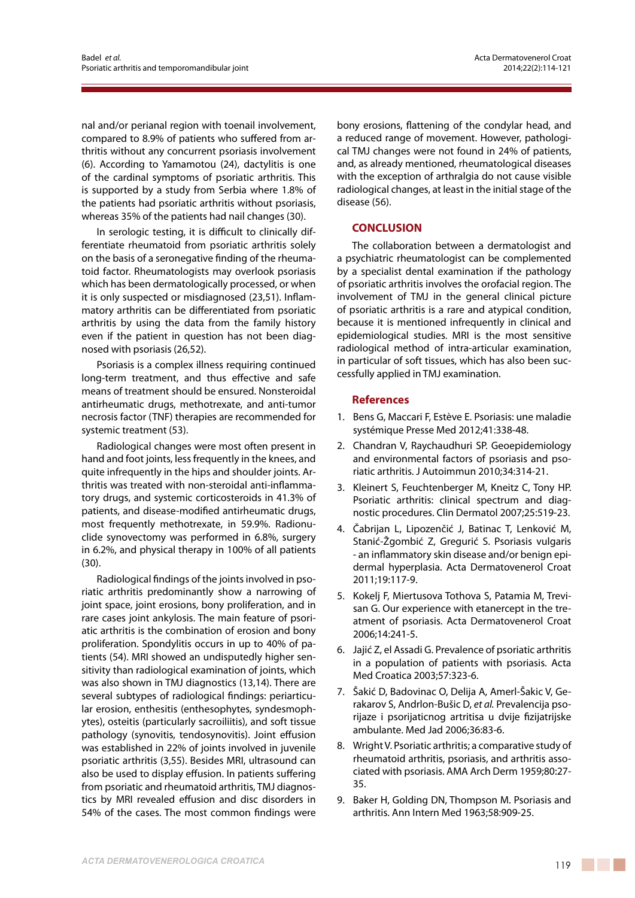nal and/or perianal region with toenail involvement, compared to 8.9% of patients who suffered from arthritis without any concurrent psoriasis involvement (6). According to Yamamotou (24), dactylitis is one of the cardinal symptoms of psoriatic arthritis. This is supported by a study from Serbia where 1.8% of the patients had psoriatic arthritis without psoriasis, whereas 35% of the patients had nail changes (30).

In serologic testing, it is difficult to clinically differentiate rheumatoid from psoriatic arthritis solely on the basis of a seronegative finding of the rheumatoid factor. Rheumatologists may overlook psoriasis which has been dermatologically processed, or when it is only suspected or misdiagnosed (23,51). Inflammatory arthritis can be differentiated from psoriatic arthritis by using the data from the family history even if the patient in question has not been diagnosed with psoriasis (26,52).

Psoriasis is a complex illness requiring continued long-term treatment, and thus effective and safe means of treatment should be ensured. Nonsteroidal antirheumatic drugs, methotrexate, and anti-tumor necrosis factor (TNF) therapies are recommended for systemic treatment (53).

Radiological changes were most often present in hand and foot joints, less frequently in the knees, and quite infrequently in the hips and shoulder joints. Arthritis was treated with non-steroidal anti-inflammatory drugs, and systemic corticosteroids in 41.3% of patients, and disease-modified antirheumatic drugs, most frequently methotrexate, in 59.9%. Radionuclide synovectomy was performed in 6.8%, surgery in 6.2%, and physical therapy in 100% of all patients (30).

Radiological findings of the joints involved in psoriatic arthritis predominantly show a narrowing of joint space, joint erosions, bony proliferation, and in rare cases joint ankylosis. The main feature of psoriatic arthritis is the combination of erosion and bony proliferation. Spondylitis occurs in up to 40% of patients (54). MRI showed an undisputedly higher sensitivity than radiological examination of joints, which was also shown in TMJ diagnostics (13,14). There are several subtypes of radiological findings: periarticular erosion, enthesitis (enthesophytes, syndesmophytes), osteitis (particularly sacroiliitis), and soft tissue pathology (synovitis, tendosynovitis). Joint effusion was established in 22% of joints involved in juvenile psoriatic arthritis (3,55). Besides MRI, ultrasound can also be used to display effusion. In patients suffering from psoriatic and rheumatoid arthritis, TMJ diagnostics by MRI revealed effusion and disc disorders in 54% of the cases. The most common findings were bony erosions, flattening of the condylar head, and a reduced range of movement. However, pathological TMJ changes were not found in 24% of patients, and, as already mentioned, rheumatological diseases with the exception of arthralgia do not cause visible radiological changes, at least in the initial stage of the disease (56).

## CONCLUSION

The collaboration between a dermatologist and a psychiatric rheumatologist can be complemented by a specialist dental examination if the pathology of psoriatic arthritis involves the orofacial region. The involvement of TMJ in the general clinical picture of psoriatic arthritis is a rare and atypical condition, because it is mentioned infrequently in clinical and epidemiological studies. MRI is the most sensitive radiological method of intra-articular examination, in particular of soft tissues, which has also been successfully applied in TMJ examination.

## References

1. Bens G, Maccari F, Estève E. Psoriasis: une maladie systémique Presse Med 2012;41:338-48.
2. Chandran V, Raychaudhuri SP. Geoepidemiology and environmental factors of psoriasis and psoriatic arthritis. J Autoimmun 2010;34:314-21.
3. Kleinert S, Feuchtenberger M, Kneitz C, Tony HP. Psoriatic arthritis: clinical spectrum and diagnostic procedures. Clin Dermatol 2007;25:519-23.
4. Čabrijan L, Lipozenčić J, Batinac T, Lenković M, Stanić-Žgombić Z, Gregurić S. Psoriasis vulgaris - an inflammatory skin disease and/or benign epidermal hyperplasia. Acta Dermatovenerol Croat 2011;19:117-9.
5. Kokelj F, Miertusova Tothova S, Patamia M, Trevisan G. Our experience with etanercept in the treatment of psoriasis. Acta Dermatovenerol Croat 2006;14:241-5.
6. Jajić Z, el Assadi G. Prevalence of psoriatic arthritis in a population of patients with psoriasis. Acta Med Croatica 2003;57:323-6.
7. Šakić D, Badovinac O, Delija A, Amerl-Šakic V, Gerakarov S, Andrlon-Bušic D, *et al.* Prevalencija psorijaze i psorijaticnog artritisa u dvije fizijatrijske ambulante. Med Jad 2006;36:83-6.
8. Wright V. Psoriatic arthritis; a comparative study of rheumatoid arthritis, psoriasis, and arthritis associated with psoriasis. AMA Arch Derm 1959;80:27-35.
9. Baker H, Golding DN, Thompson M. Psoriasis and arthritis. Ann Intern Med 1963;58:909-25.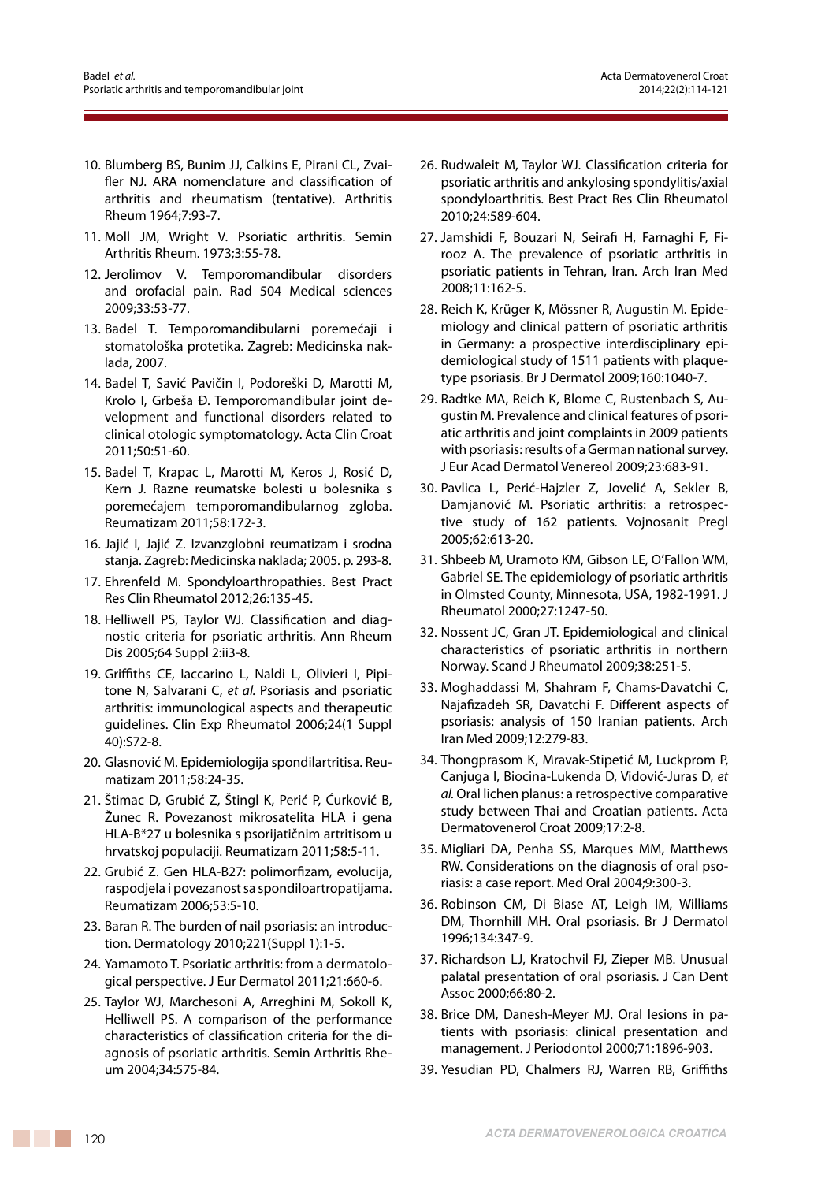10. Blumberg BS, Bunim JJ, Calkins E, Pirani CL, Zvaifler NJ. ARA nomenclature and classification of arthritis and rheumatism (tentative). Arthritis Rheum 1964;7:93-7.
11. Moll JM, Wright V. Psoriatic arthritis. Semin Arthritis Rheum. 1973;3:55-78.
12. Jerolimov V. Temporomandibular disorders and orofacial pain. Rad 504 Medical sciences 2009;33:53-77.
13. Badel T. Temporomandibularni poremećaji i stomatološka protetika. Zagreb: Medicinska naklada, 2007.
14. Badel T, Savić Pavičin I, Podoreški D, Marotti M, Krolo I, Grbeša Đ. Temporomandibular joint development and functional disorders related to clinical otologic symptomatology. Acta Clin Croat 2011;50:51-60.
15. Badel T, Krapac L, Marotti M, Keros J, Rosić D, Kern J. Razne reumatske bolesti u bolesnika s poremećajem temporomandibularnog zgloba. Reumatizam 2011;58:172-3.
16. Jajić I, Jajić Z. Izvanzglobni reumatizam i srodna stanja. Zagreb: Medicinska naklada; 2005. p. 293-8.
17. Ehrenfeld M. Spondyloarthropathies. Best Pract Res Clin Rheumatol 2012;26:135-45.
18. Helliwell PS, Taylor WJ. Classification and diagnostic criteria for psoriatic arthritis. Ann Rheum Dis 2005;64 Suppl 2:ii3-8.
19. Griffiths CE, Iaccarino L, Naldi L, Olivieri I, Pipitone N, Salvarani C, *et al.* Psoriasis and psoriatic arthritis: immunological aspects and therapeutic guidelines. Clin Exp Rheumatol 2006;24(1 Suppl 40):S72-8.
20. Glasnović M. Epidemiologija spondilartritisa. Reumatizam 2011;58:24-35.
21. Štimac D, Grubić Z, Štingl K, Perić P, Ćurković B, Žunec R. Povezanost mikrosatelita HLA i gena HLA-B*27 u bolesnika s psorijatičnim artritisom u hrvatskoj populaciji. Reumatizam 2011;58:5-11.
22. Grubić Z. Gen HLA-B27: polimorfizam, evolucija, raspodjela i povezanost sa spondiloartropatijama. Reumatizam 2006;53:5-10.
23. Baran R. The burden of nail psoriasis: an introduction. Dermatology 2010;221(Suppl 1):1-5.
24. Yamamoto T. Psoriatic arthritis: from a dermatological perspective. J Eur Dermatol 2011;21:660-6.
25. Taylor WJ, Marchesoni A, Arreghini M, Sokoll K, Helliwell PS. A comparison of the performance characteristics of classification criteria for the diagnosis of psoriatic arthritis. Semin Arthritis Rheum 2004;34:575-84.
26. Rudwaleit M, Taylor WJ. Classification criteria for psoriatic arthritis and ankylosing spondylitis/axial spondyloarthritis. Best Pract Res Clin Rheumatol 2010;24:589-604.
27. Jamshidi F, Bouzari N, Seirafi H, Farnaghi F, Firooz A. The prevalence of psoriatic arthritis in psoriatic patients in Tehran, Iran. Arch Iran Med 2008;11:162-5.
28. Reich K, Krüger K, Mössner R, Augustin M. Epidemiology and clinical pattern of psoriatic arthritis in Germany: a prospective interdisciplinary epidemiological study of 1511 patients with plaque-type psoriasis. Br J Dermatol 2009;160:1040-7.
29. Radtke MA, Reich K, Blome C, Rustenbach S, Augustin M. Prevalence and clinical features of psoriatic arthritis and joint complaints in 2009 patients with psoriasis: results of a German national survey. J Eur Acad Dermatol Venereol 2009;23:683-91.
30. Pavlica L, Perić-Hajzler Z, Jovelić A, Sekler B, Damjanović M. Psoriatic arthritis: a retrospective study of 162 patients. Vojnosanit Pregl 2005;62:613-20.
31. Shbeeb M, Uramoto KM, Gibson LE, O'Fallon WM, Gabriel SE. The epidemiology of psoriatic arthritis in Olmsted County, Minnesota, USA, 1982-1991. J Rheumatol 2000;27:1247-50.
32. Nossent JC, Gran JT. Epidemiological and clinical characteristics of psoriatic arthritis in northern Norway. Scand J Rheumatol 2009;38:251-5.
33. Moghaddassi M, Shahram F, Chams-Davatchi C, Najafizadeh SR, Davatchi F. Different aspects of psoriasis: analysis of 150 Iranian patients. Arch Iran Med 2009;12:279-83.
34. Thongprasom K, Mravak-Stipetić M, Luckprom P, Canjuga I, Biocina-Lukenda D, Vidović-Juras D, *et al.* Oral lichen planus: a retrospective comparative study between Thai and Croatian patients. Acta Dermatovenerol Croat 2009;17:2-8.
35. Migliari DA, Penha SS, Marques MM, Matthews RW. Considerations on the diagnosis of oral psoriasis: a case report. Med Oral 2004;9:300-3.
36. Robinson CM, Di Biase AT, Leigh IM, Williams DM, Thornhill MH. Oral psoriasis. Br J Dermatol 1996;134:347-9.
37. Richardson LJ, Kratochvil FJ, Zieper MB. Unusual palatal presentation of oral psoriasis. J Can Dent Assoc 2000;66:80-2.
38. Brice DM, Danesh-Meyer MJ. Oral lesions in patients with psoriasis: clinical presentation and management. J Periodontol 2000;71:1896-903.
39. Yesudian PD, Chalmers RJ, Warren RB, Griffiths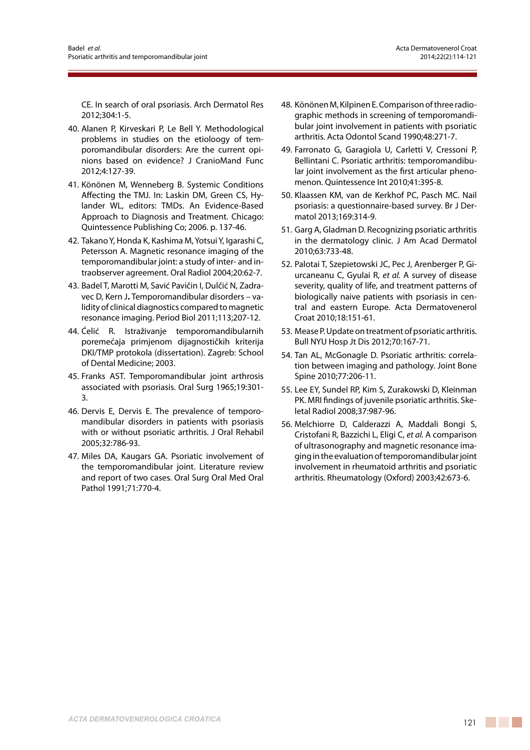CE. In search of oral psoriasis. Arch Dermatol Res 2012;304:1-5.

40. Alanen P, Kirveskari P, Le Bell Y. Methodological problems in studies on the etioloogy of temporomandibular disorders: Are the current opinions based on evidence? J CranioMand Func 2012;4:127-39.
41. Könönen M, Wenneberg B. Systemic Conditions Affecting the TMJ. In: Laskin DM, Green CS, Hylander WL, editors: TMDs. An Evidence-Based Approach to Diagnosis and Treatment. Chicago: Quintessence Publishing Co; 2006. p. 137-46.
42. Takano Y, Honda K, Kashima M, Yotsui Y, Igarashi C, Petersson A. Magnetic resonance imaging of the temporomandibular joint: a study of inter- and intraobserver agreement. Oral Radiol 2004;20:62-7.
43. Badel T, Marotti M, Savić Pavičin I, Dulčić N, Zadravec D, Kern J**.** Temporomandibular disorders – validity of clinical diagnostics compared to magnetic resonance imaging. Period Biol 2011;113;207-12.
44. Ćelić R. Istraživanje temporomandibularnih poremećaja primjenom dijagnostičkih kriterija DKI/TMP protokola (dissertation). Zagreb: School of Dental Medicine; 2003.
45. Franks AST. Temporomandibular joint arthrosis associated with psoriasis. Oral Surg 1965;19:301-3.
46. Dervis E, Dervis E. The prevalence of temporomandibular disorders in patients with psoriasis with or without psoriatic arthritis. J Oral Rehabil 2005;32:786-93.
47. Miles DA, Kaugars GA. Psoriatic involvement of the temporomandibular joint. Literature review and report of two cases. Oral Surg Oral Med Oral Pathol 1991;71:770-4.
48. Könönen M, Kilpinen E. Comparison of three radiographic methods in screening of temporomandibular joint involvement in patients with psoriatic arthritis. Acta Odontol Scand 1990;48:271-7.
49. Farronato G, Garagiola U, Carletti V, Cressoni P, Bellintani C. Psoriatic arthritis: temporomandibular joint involvement as the first articular phenomenon. Quintessence Int 2010;41:395-8.
50. Klaassen KM, van de Kerkhof PC, Pasch MC. Nail psoriasis: a questionnaire-based survey. Br J Dermatol 2013;169:314-9.
51. Garg A, Gladman D. Recognizing psoriatic arthritis in the dermatology clinic. J Am Acad Dermatol 2010;63:733-48.
52. Palotai T, Szepietowski JC, Pec J, Arenberger P, Giurcaneanu C, Gyulai R, *et al.* A survey of disease severity, quality of life, and treatment patterns of biologically naive patients with psoriasis in central and eastern Europe. Acta Dermatovenerol Croat 2010;18:151-61.
53. Mease P. Update on treatment of psoriatic arthritis. Bull NYU Hosp Jt Dis 2012;70:167-71.
54. Tan AL, McGonagle D. Psoriatic arthritis: correlation between imaging and pathology. Joint Bone Spine 2010;77:206-11.
55. Lee EY, Sundel RP, Kim S, Zurakowski D, Kleinman PK. MRI findings of juvenile psoriatic arthritis. Skeletal Radiol 2008;37:987-96.
56. Melchiorre D, Calderazzi A, Maddali Bongi S, Cristofani R, Bazzichi L, Eligi C, *et al.* A comparison of ultrasonography and magnetic resonance imaging in the evaluation of temporomandibular joint involvement in rheumatoid arthritis and psoriatic arthritis. Rheumatology (Oxford) 2003;42:673-6.